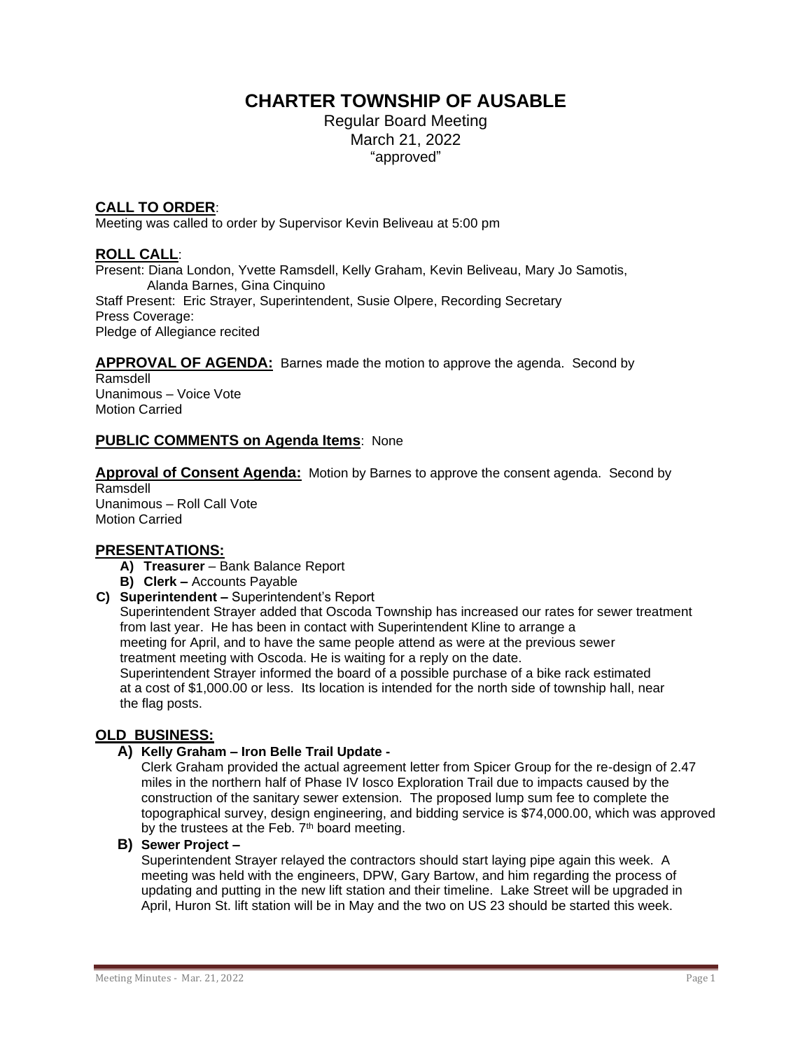# CHARTER TOWNSHIP OF AUSABLE

Regular Board Meeting
March 21, 2022
"approved"

## CALL TO ORDER:

Meeting was called to order by Supervisor Kevin Beliveau at 5:00 pm

## ROLL CALL:

Present: Diana London, Yvette Ramsdell, Kelly Graham, Kevin Beliveau, Mary Jo Samotis, Alanda Barnes, Gina Cinquino
Staff Present: Eric Strayer, Superintendent, Susie Olpere, Recording Secretary
Press Coverage:
Pledge of Allegiance recited

**APPROVAL OF AGENDA:** Barnes made the motion to approve the agenda. Second by Ramsdell
Unanimous – Voice Vote
Motion Carried

**PUBLIC COMMENTS on Agenda Items**: None

**Approval of Consent Agenda:** Motion by Barnes to approve the consent agenda. Second by Ramsdell
Unanimous – Roll Call Vote
Motion Carried

## PRESENTATIONS:

A) **Treasurer** – Bank Balance Report
B) **Clerk –** Accounts Payable
C) **Superintendent –** Superintendent's Report
Superintendent Strayer added that Oscoda Township has increased our rates for sewer treatment from last year. He has been in contact with Superintendent Kline to arrange a meeting for April, and to have the same people attend as were at the previous sewer treatment meeting with Oscoda. He is waiting for a reply on the date.
Superintendent Strayer informed the board of a possible purchase of a bike rack estimated at a cost of $1,000.00 or less. Its location is intended for the north side of township hall, near the flag posts.

## OLD BUSINESS:

**A) Kelly Graham – Iron Belle Trail Update -**
Clerk Graham provided the actual agreement letter from Spicer Group for the re-design of 2.47 miles in the northern half of Phase IV Iosco Exploration Trail due to impacts caused by the construction of the sanitary sewer extension. The proposed lump sum fee to complete the topographical survey, design engineering, and bidding service is $74,000.00, which was approved by the trustees at the Feb. 7th board meeting.

**B) Sewer Project –**
Superintendent Strayer relayed the contractors should start laying pipe again this week. A meeting was held with the engineers, DPW, Gary Bartow, and him regarding the process of updating and putting in the new lift station and their timeline. Lake Street will be upgraded in April, Huron St. lift station will be in May and the two on US 23 should be started this week.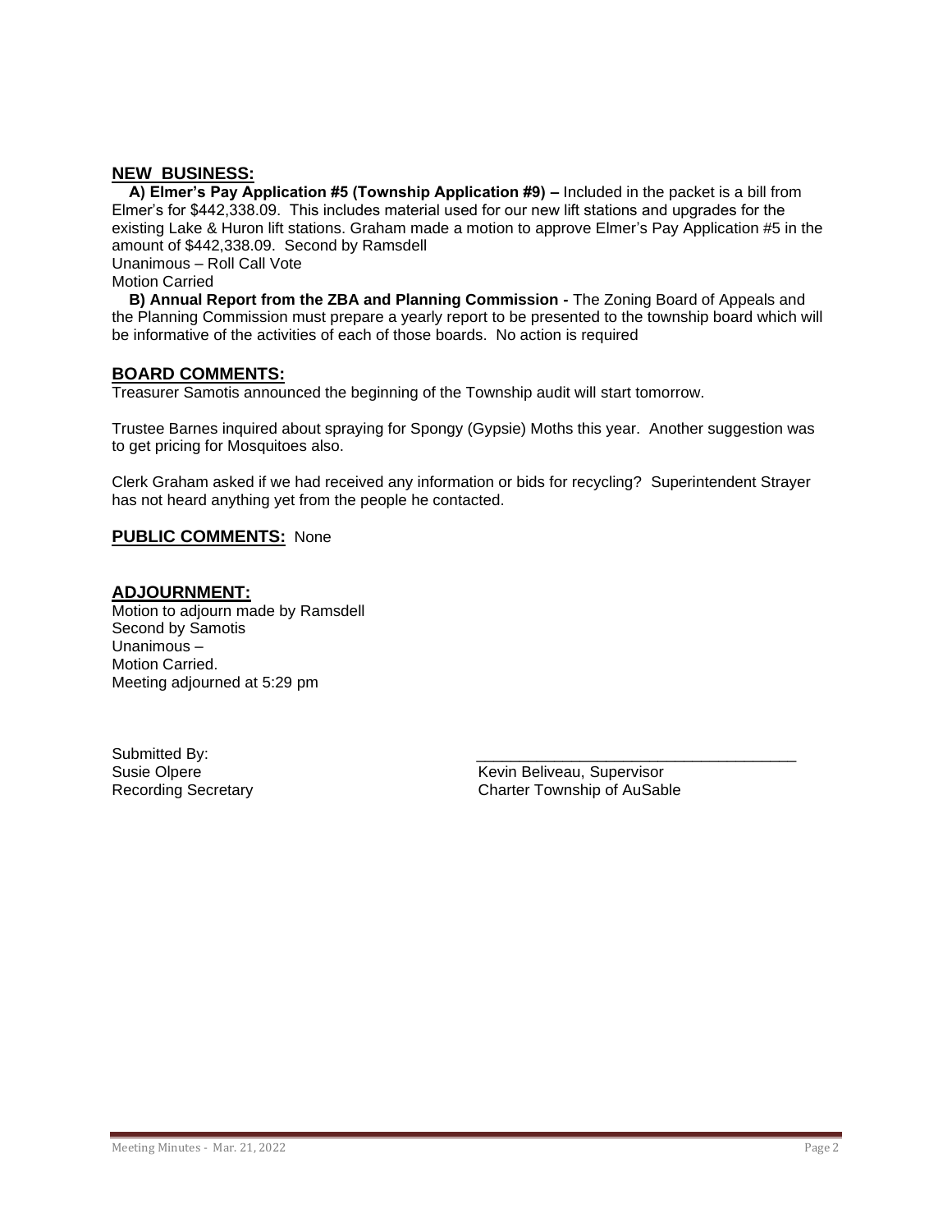## NEW BUSINESS:

**A) Elmer's Pay Application #5 (Township Application #9) –** Included in the packet is a bill from Elmer's for $442,338.09. This includes material used for our new lift stations and upgrades for the existing Lake & Huron lift stations. Graham made a motion to approve Elmer's Pay Application #5 in the amount of $442,338.09. Second by Ramsdell
Unanimous – Roll Call Vote
Motion Carried

**B) Annual Report from the ZBA and Planning Commission -** The Zoning Board of Appeals and the Planning Commission must prepare a yearly report to be presented to the township board which will be informative of the activities of each of those boards. No action is required

## BOARD COMMENTS:

Treasurer Samotis announced the beginning of the Township audit will start tomorrow.

Trustee Barnes inquired about spraying for Spongy (Gypsie) Moths this year. Another suggestion was to get pricing for Mosquitoes also.

Clerk Graham asked if we had received any information or bids for recycling? Superintendent Strayer has not heard anything yet from the people he contacted.

## PUBLIC COMMENTS: None

## ADJOURNMENT:

Motion to adjourn made by Ramsdell
Second by Samotis
Unanimous –
Motion Carried.
Meeting adjourned at 5:29 pm

Submitted By:
Susie Olpere
Recording Secretary

\_\_\_\_\_\_\_\_\_\_\_\_\_\_\_\_\_\_\_\_\_\_\_\_\_\_\_\_\_\_\_\_\_\_\_\_\_\_
Kevin Beliveau, Supervisor
Charter Township of AuSable